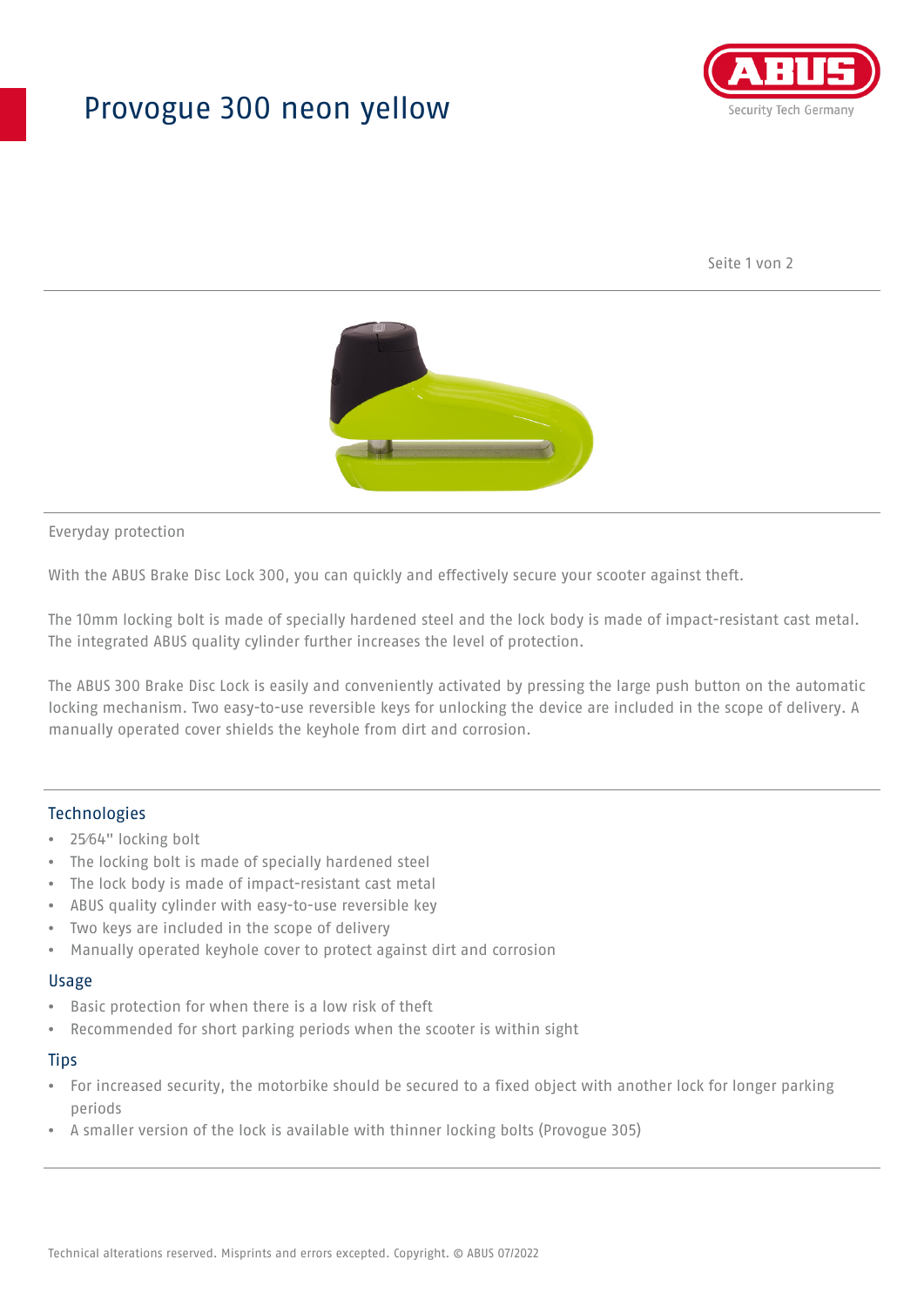# Provogue 300 neon yellow

ABUS
Security Tech Germany

Everyday protection

With the ABUS Brake Disc Lock 300, you can quickly and effectively secure your scooter against theft.

The 10mm locking bolt is made of specially hardened steel and the lock body is made of impact-resistant cast metal. The integrated ABUS quality cylinder further increases the level of protection.

The ABUS 300 Brake Disc Lock is easily and conveniently activated by pressing the large push button on the automatic locking mechanism. Two easy-to-use reversible keys for unlocking the device are included in the scope of delivery. A manually operated cover shields the keyhole from dirt and corrosion.

## Technologies

- 25⁄64" locking bolt
- The locking bolt is made of specially hardened steel
- The lock body is made of impact-resistant cast metal
- ABUS quality cylinder with easy-to-use reversible key
- Two keys are included in the scope of delivery
- Manually operated keyhole cover to protect against dirt and corrosion

## Usage

- Basic protection for when there is a low risk of theft
- Recommended for short parking periods when the scooter is within sight

## Tips

- For increased security, the motorbike should be secured to a fixed object with another lock for longer parking periods
- A smaller version of the lock is available with thinner locking bolts (Provogue 305)

Technical alterations reserved. Misprints and errors excepted. Copyright. © ABUS 07/2022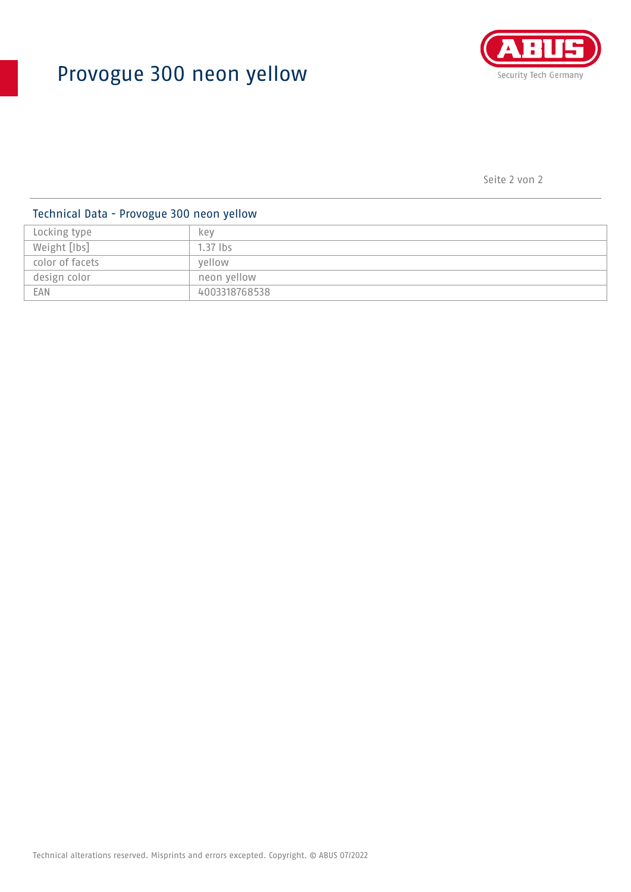# Provogue 300 neon yellow

## Technical Data - Provogue 300 neon yellow

| | |
|---|---|
| Locking type | key |
| Weight [lbs] | 1.37 lbs |
| color of facets | yellow |
| design color | neon yellow |
| EAN | 4003318768538 |

Technical alterations reserved. Misprints and errors excepted. Copyright. © ABUS 07/2022